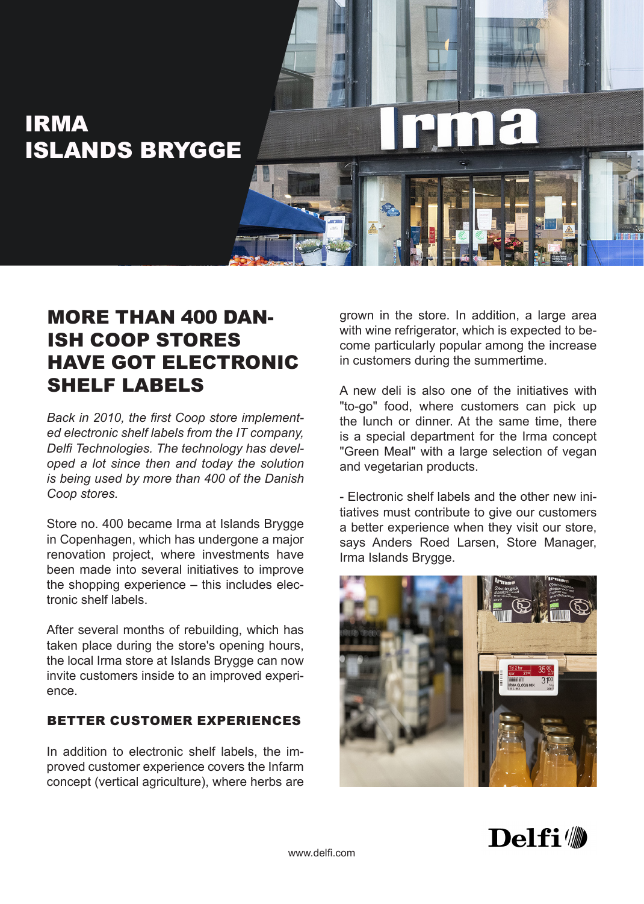# IRMA ISLANDS BRYGGE

## MORE THAN 400 DANISH COOP STORES HAVE GOT ELECTRONIC SHELF LABELS

*Back in 2010, the first Coop store implemented electronic shelf labels from the IT company, Delfi Technologies. The technology has developed a lot since then and today the solution is being used by more than 400 of the Danish Coop stores.*

Store no. 400 became Irma at Islands Brygge in Copenhagen, which has undergone a major renovation project, where investments have been made into several initiatives to improve the shopping experience – this includes electronic shelf labels.

After several months of rebuilding, which has taken place during the store's opening hours, the local Irma store at Islands Brygge can now invite customers inside to an improved experience.

### BETTER CUSTOMER EXPERIENCES

In addition to electronic shelf labels, the improved customer experience covers the Infarm concept (vertical agriculture), where herbs are grown in the store. In addition, a large area with wine refrigerator, which is expected to become particularly popular among the increase in customers during the summertime.

A new deli is also one of the initiatives with "to-go" food, where customers can pick up the lunch or dinner. At the same time, there is a special department for the Irma concept "Green Meal" with a large selection of vegan and vegetarian products.

- Electronic shelf labels and the other new initiatives must contribute to give our customers a better experience when they visit our store, says Anders Roed Larsen, Store Manager, Irma Islands Brygge.

www.delfi.com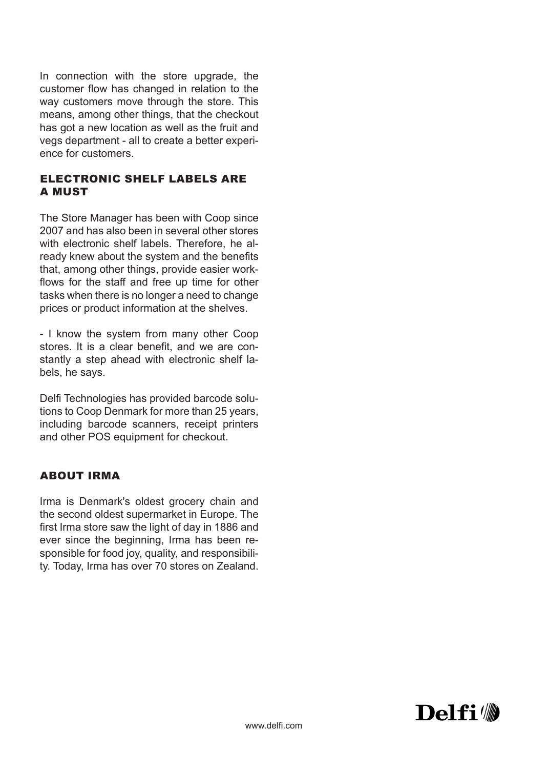In connection with the store upgrade, the customer flow has changed in relation to the way customers move through the store. This means, among other things, that the checkout has got a new location as well as the fruit and vegs department - all to create a better experience for customers.

## ELECTRONIC SHELF LABELS ARE A MUST

The Store Manager has been with Coop since 2007 and has also been in several other stores with electronic shelf labels. Therefore, he already knew about the system and the benefits that, among other things, provide easier workflows for the staff and free up time for other tasks when there is no longer a need to change prices or product information at the shelves.

- I know the system from many other Coop stores. It is a clear benefit, and we are constantly a step ahead with electronic shelf labels, he says.

Delfi Technologies has provided barcode solutions to Coop Denmark for more than 25 years, including barcode scanners, receipt printers and other POS equipment for checkout.

## ABOUT IRMA

Irma is Denmark's oldest grocery chain and the second oldest supermarket in Europe. The first Irma store saw the light of day in 1886 and ever since the beginning, Irma has been responsible for food joy, quality, and responsibility. Today, Irma has over 70 stores on Zealand.